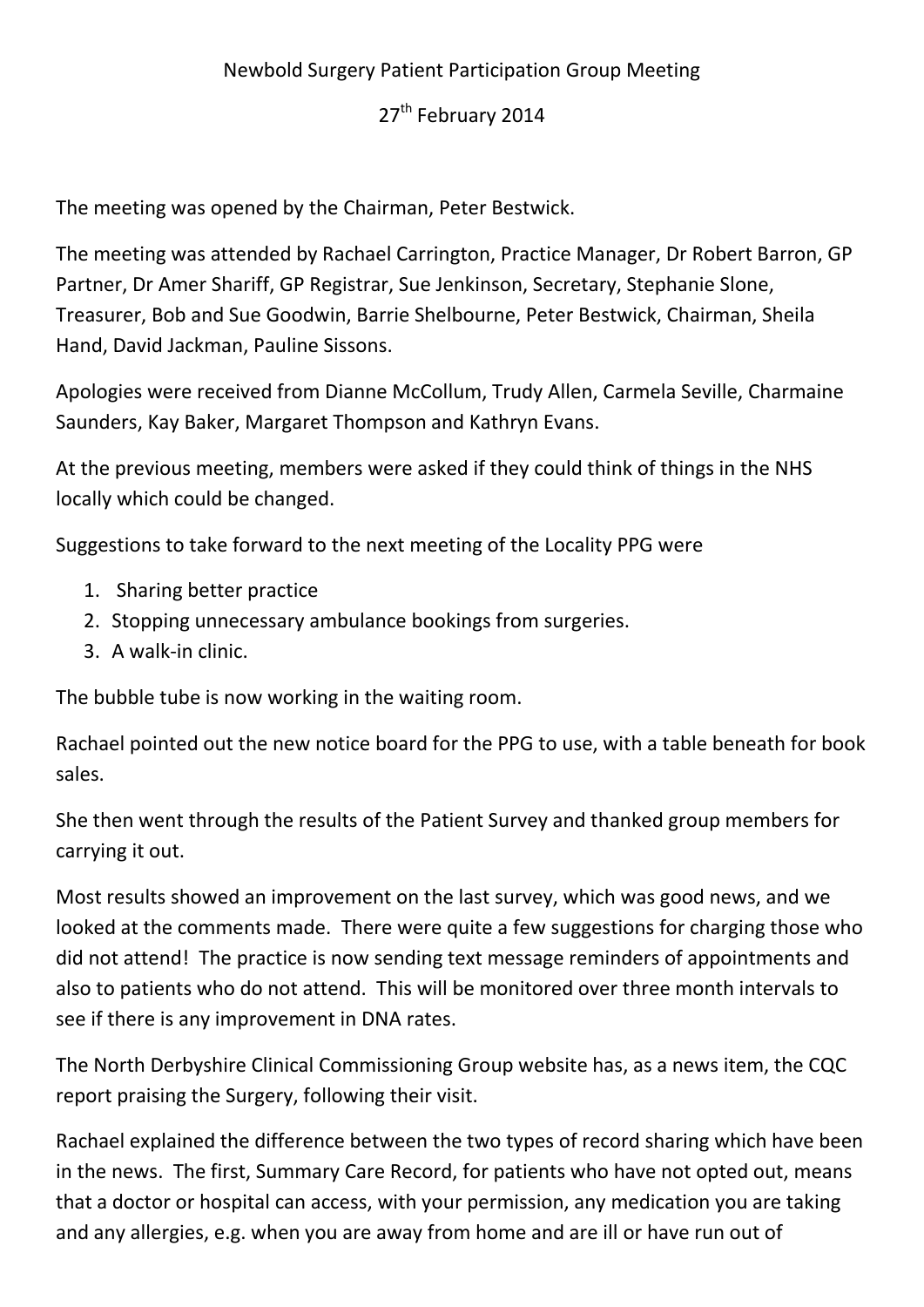# Newbold Surgery Patient Participation Group Meeting

## 27th February 2014

The meeting was opened by the Chairman, Peter Bestwick.

The meeting was attended by Rachael Carrington, Practice Manager, Dr Robert Barron, GP Partner, Dr Amer Shariff, GP Registrar, Sue Jenkinson, Secretary, Stephanie Slone, Treasurer, Bob and Sue Goodwin, Barrie Shelbourne, Peter Bestwick, Chairman, Sheila Hand, David Jackman, Pauline Sissons.

Apologies were received from Dianne McCollum, Trudy Allen, Carmela Seville, Charmaine Saunders, Kay Baker, Margaret Thompson and Kathryn Evans.

At the previous meeting, members were asked if they could think of things in the NHS locally which could be changed.

Suggestions to take forward to the next meeting of the Locality PPG were

1. Sharing better practice
2. Stopping unnecessary ambulance bookings from surgeries.
3. A walk-in clinic.

The bubble tube is now working in the waiting room.

Rachael pointed out the new notice board for the PPG to use, with a table beneath for book sales.

She then went through the results of the Patient Survey and thanked group members for carrying it out.

Most results showed an improvement on the last survey, which was good news, and we looked at the comments made. There were quite a few suggestions for charging those who did not attend! The practice is now sending text message reminders of appointments and also to patients who do not attend. This will be monitored over three month intervals to see if there is any improvement in DNA rates.

The North Derbyshire Clinical Commissioning Group website has, as a news item, the CQC report praising the Surgery, following their visit.

Rachael explained the difference between the two types of record sharing which have been in the news. The first, Summary Care Record, for patients who have not opted out, means that a doctor or hospital can access, with your permission, any medication you are taking and any allergies, e.g. when you are away from home and are ill or have run out of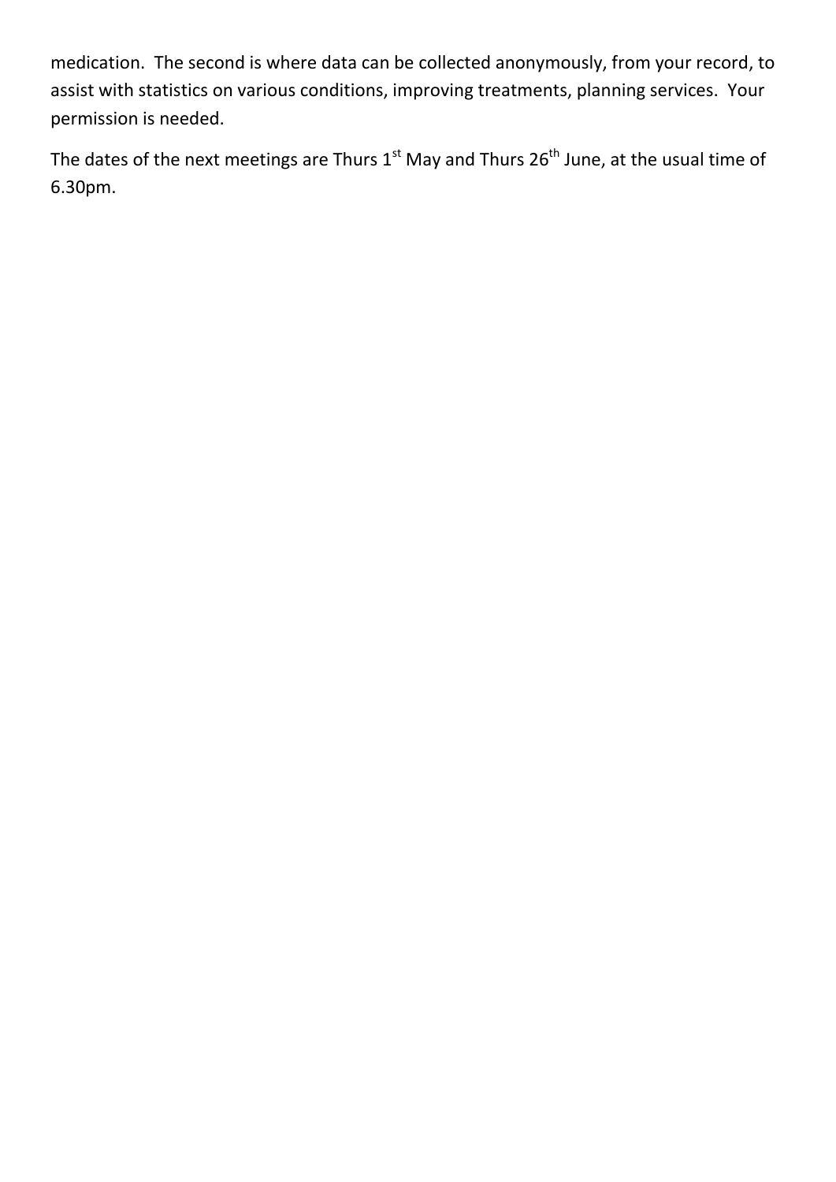medication.  The second is where data can be collected anonymously, from your record, to assist with statistics on various conditions, improving treatments, planning services.  Your permission is needed.

The dates of the next meetings are Thurs 1st May and Thurs 26th June, at the usual time of 6.30pm.